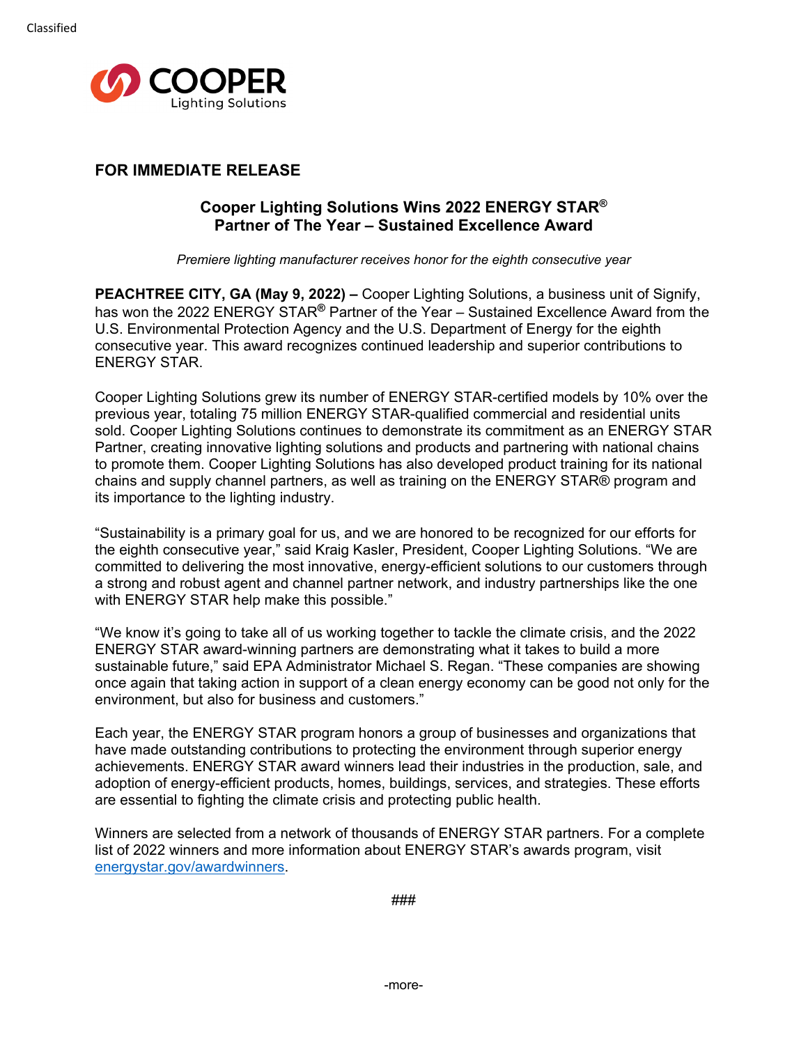Classified

COOPER Lighting Solutions

**FOR IMMEDIATE RELEASE**

## Cooper Lighting Solutions Wins 2022 ENERGY STAR® Partner of The Year – Sustained Excellence Award

*Premiere lighting manufacturer receives honor for the eighth consecutive year*

**PEACHTREE CITY, GA (May 9, 2022) –** Cooper Lighting Solutions, a business unit of Signify, has won the 2022 ENERGY STAR® Partner of the Year – Sustained Excellence Award from the U.S. Environmental Protection Agency and the U.S. Department of Energy for the eighth consecutive year. This award recognizes continued leadership and superior contributions to ENERGY STAR.

Cooper Lighting Solutions grew its number of ENERGY STAR-certified models by 10% over the previous year, totaling 75 million ENERGY STAR-qualified commercial and residential units sold. Cooper Lighting Solutions continues to demonstrate its commitment as an ENERGY STAR Partner, creating innovative lighting solutions and products and partnering with national chains to promote them. Cooper Lighting Solutions has also developed product training for its national chains and supply channel partners, as well as training on the ENERGY STAR® program and its importance to the lighting industry.

"Sustainability is a primary goal for us, and we are honored to be recognized for our efforts for the eighth consecutive year," said Kraig Kasler, President, Cooper Lighting Solutions. "We are committed to delivering the most innovative, energy-efficient solutions to our customers through a strong and robust agent and channel partner network, and industry partnerships like the one with ENERGY STAR help make this possible."

"We know it's going to take all of us working together to tackle the climate crisis, and the 2022 ENERGY STAR award-winning partners are demonstrating what it takes to build a more sustainable future," said EPA Administrator Michael S. Regan. "These companies are showing once again that taking action in support of a clean energy economy can be good not only for the environment, but also for business and customers."

Each year, the ENERGY STAR program honors a group of businesses and organizations that have made outstanding contributions to protecting the environment through superior energy achievements. ENERGY STAR award winners lead their industries in the production, sale, and adoption of energy-efficient products, homes, buildings, services, and strategies. These efforts are essential to fighting the climate crisis and protecting public health.

Winners are selected from a network of thousands of ENERGY STAR partners. For a complete list of 2022 winners and more information about ENERGY STAR's awards program, visit energystar.gov/awardwinners.

###

-more-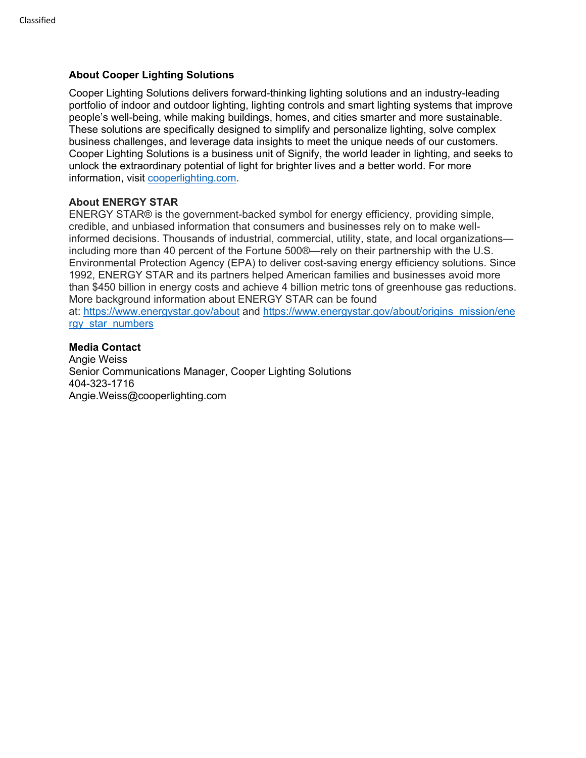**About Cooper Lighting Solutions**

Cooper Lighting Solutions delivers forward-thinking lighting solutions and an industry-leading portfolio of indoor and outdoor lighting, lighting controls and smart lighting systems that improve people's well-being, while making buildings, homes, and cities smarter and more sustainable. These solutions are specifically designed to simplify and personalize lighting, solve complex business challenges, and leverage data insights to meet the unique needs of our customers. Cooper Lighting Solutions is a business unit of Signify, the world leader in lighting, and seeks to unlock the extraordinary potential of light for brighter lives and a better world. For more information, visit [cooperlighting.com](cooperlighting.com).

**About ENERGY STAR**

ENERGY STAR® is the government-backed symbol for energy efficiency, providing simple, credible, and unbiased information that consumers and businesses rely on to make well-informed decisions. Thousands of industrial, commercial, utility, state, and local organizations—including more than 40 percent of the Fortune 500®—rely on their partnership with the U.S. Environmental Protection Agency (EPA) to deliver cost-saving energy efficiency solutions. Since 1992, ENERGY STAR and its partners helped American families and businesses avoid more than $450 billion in energy costs and achieve 4 billion metric tons of greenhouse gas reductions. More background information about ENERGY STAR can be found at: https://www.energystar.gov/about and https://www.energystar.gov/about/origins_mission/energy_star_numbers

**Media Contact**

Angie Weiss
Senior Communications Manager, Cooper Lighting Solutions
404-323-1716
Angie.Weiss@cooperlighting.com